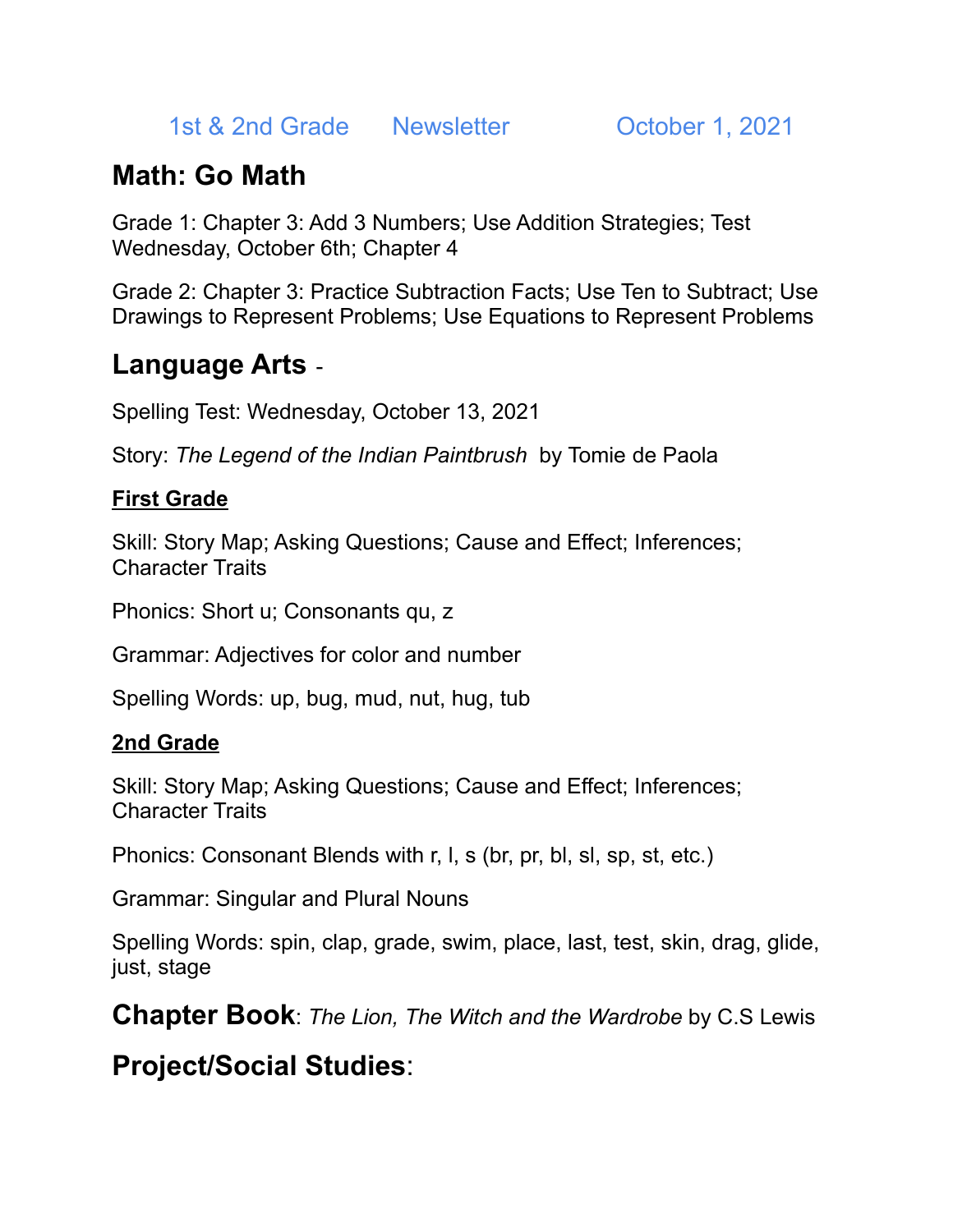1st & 2nd Grade Newsletter October 1, 2021

## Math: Go Math

Grade 1: Chapter 3: Add 3 Numbers; Use Addition Strategies; Test Wednesday, October 6th; Chapter 4

Grade 2: Chapter 3: Practice Subtraction Facts; Use Ten to Subtract; Use Drawings to Represent Problems; Use Equations to Represent Problems

## Language Arts -

Spelling Test: Wednesday, October 13, 2021

Story: *The Legend of the Indian Paintbrush* by Tomie de Paola

### First Grade

Skill: Story Map; Asking Questions; Cause and Effect; Inferences; Character Traits

Phonics: Short u; Consonants qu, z

Grammar: Adjectives for color and number

Spelling Words: up, bug, mud, nut, hug, tub

### 2nd Grade

Skill: Story Map; Asking Questions; Cause and Effect; Inferences; Character Traits

Phonics: Consonant Blends with r, l, s (br, pr, bl, sl, sp, st, etc.)

Grammar: Singular and Plural Nouns

Spelling Words: spin, clap, grade, swim, place, last, test, skin, drag, glide, just, stage

## Chapter Book: *The Lion, The Witch and the Wardrobe* by C.S Lewis

## Project/Social Studies: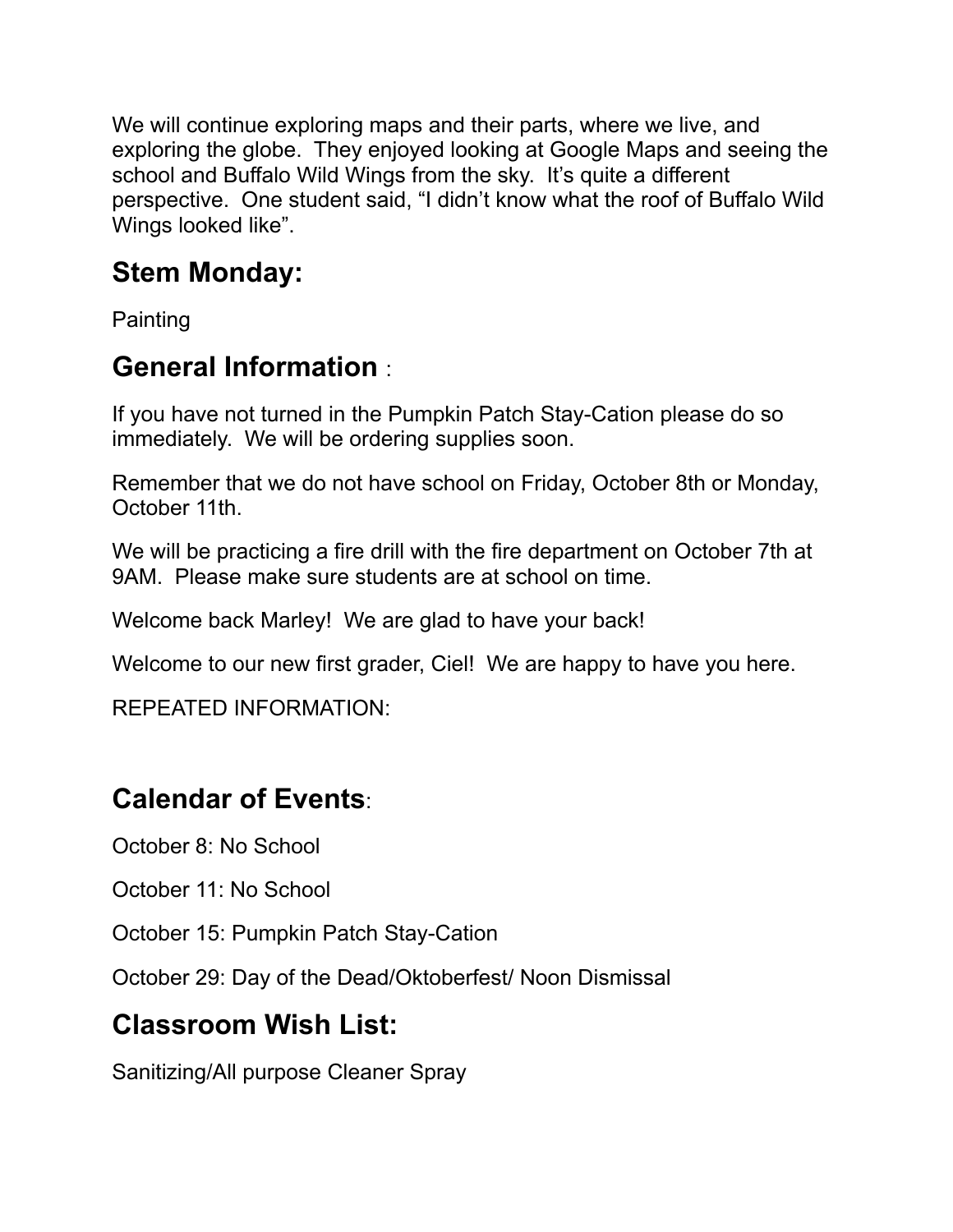We will continue exploring maps and their parts, where we live, and exploring the globe. They enjoyed looking at Google Maps and seeing the school and Buffalo Wild Wings from the sky. It's quite a different perspective. One student said, "I didn't know what the roof of Buffalo Wild Wings looked like".

## Stem Monday:

Painting

## General Information :

If you have not turned in the Pumpkin Patch Stay-Cation please do so immediately. We will be ordering supplies soon.

Remember that we do not have school on Friday, October 8th or Monday, October 11th.

We will be practicing a fire drill with the fire department on October 7th at 9AM. Please make sure students are at school on time.

Welcome back Marley! We are glad to have your back!

Welcome to our new first grader, Ciel! We are happy to have you here.

REPEATED INFORMATION:

## Calendar of Events:

October 8: No School

October 11: No School

October 15: Pumpkin Patch Stay-Cation

October 29: Day of the Dead/Oktoberfest/ Noon Dismissal

## Classroom Wish List:

Sanitizing/All purpose Cleaner Spray